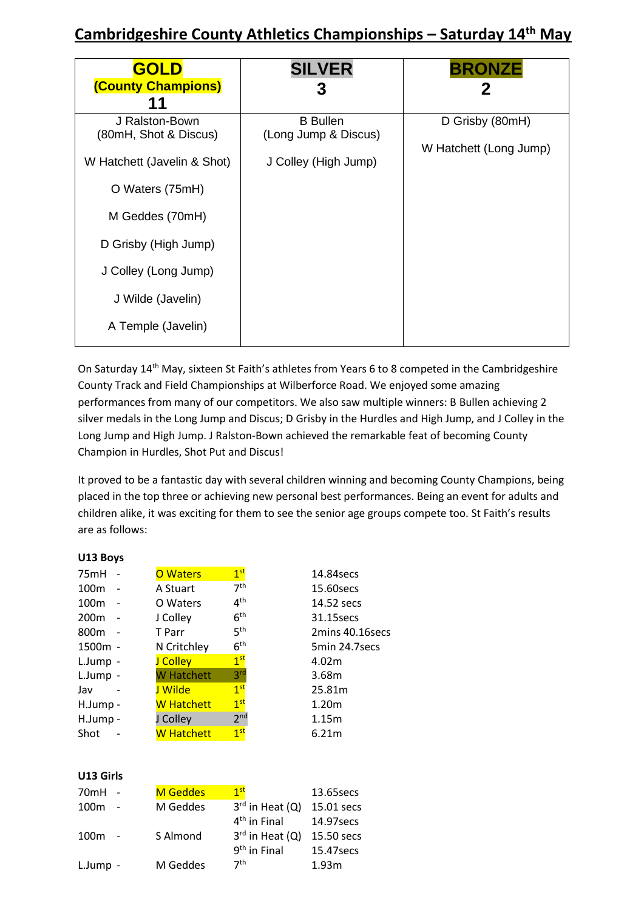# Cambridgeshire County Athletics Championships – Saturday 14th May

| GOLD (County Champions) 11 | SILVER 3 | BRONZE 2 |
|---|---|---|
| J Ralston-Bown (80mH, Shot & Discus) | B Bullen (Long Jump & Discus) | D Grisby (80mH) |
| W Hatchett (Javelin & Shot) | J Colley (High Jump) | W Hatchett (Long Jump) |
| O Waters (75mH) | | |
| M Geddes (70mH) | | |
| D Grisby (High Jump) | | |
| J Colley (Long Jump) | | |
| J Wilde (Javelin) | | |
| A Temple (Javelin) | | |

On Saturday 14th May, sixteen St Faith's athletes from Years 6 to 8 competed in the Cambridgeshire County Track and Field Championships at Wilberforce Road. We enjoyed some amazing performances from many of our competitors. We also saw multiple winners: B Bullen achieving 2 silver medals in the Long Jump and Discus; D Grisby in the Hurdles and High Jump, and J Colley in the Long Jump and High Jump. J Ralston-Bown achieved the remarkable feat of becoming County Champion in Hurdles, Shot Put and Discus!

It proved to be a fantastic day with several children winning and becoming County Champions, being placed in the top three or achieving new personal best performances. Being an event for adults and children alike, it was exciting for them to see the senior age groups compete too. St Faith's results are as follows:

**U13 Boys**

| Event | Athlete | Position | Result |
|---|---|---|---|
| 75mH - | O Waters | 1st | 14.84secs |
| 100m - | A Stuart | 7th | 15.60secs |
| 100m - | O Waters | 4th | 14.52 secs |
| 200m - | J Colley | 6th | 31.15secs |
| 800m - | T Parr | 5th | 2mins 40.16secs |
| 1500m - | N Critchley | 6th | 5min 24.7secs |
| L.Jump - | J Colley | 1st | 4.02m |
| L.Jump - | W Hatchett | 3rd | 3.68m |
| Jav - | J Wilde | 1st | 25.81m |
| H.Jump - | W Hatchett | 1st | 1.20m |
| H.Jump - | J Colley | 2nd | 1.15m |
| Shot - | W Hatchett | 1st | 6.21m |

**U13 Girls**

| Event | Athlete | Position | Result |
|---|---|---|---|
| 70mH - | M Geddes | 1st | 13.65secs |
| 100m - | M Geddes | 3rd in Heat (Q) | 15.01 secs |
| | | 4th in Final | 14.97secs |
| 100m - | S Almond | 3rd in Heat (Q) | 15.50 secs |
| | | 9th in Final | 15.47secs |
| L.Jump - | M Geddes | 7th | 1.93m |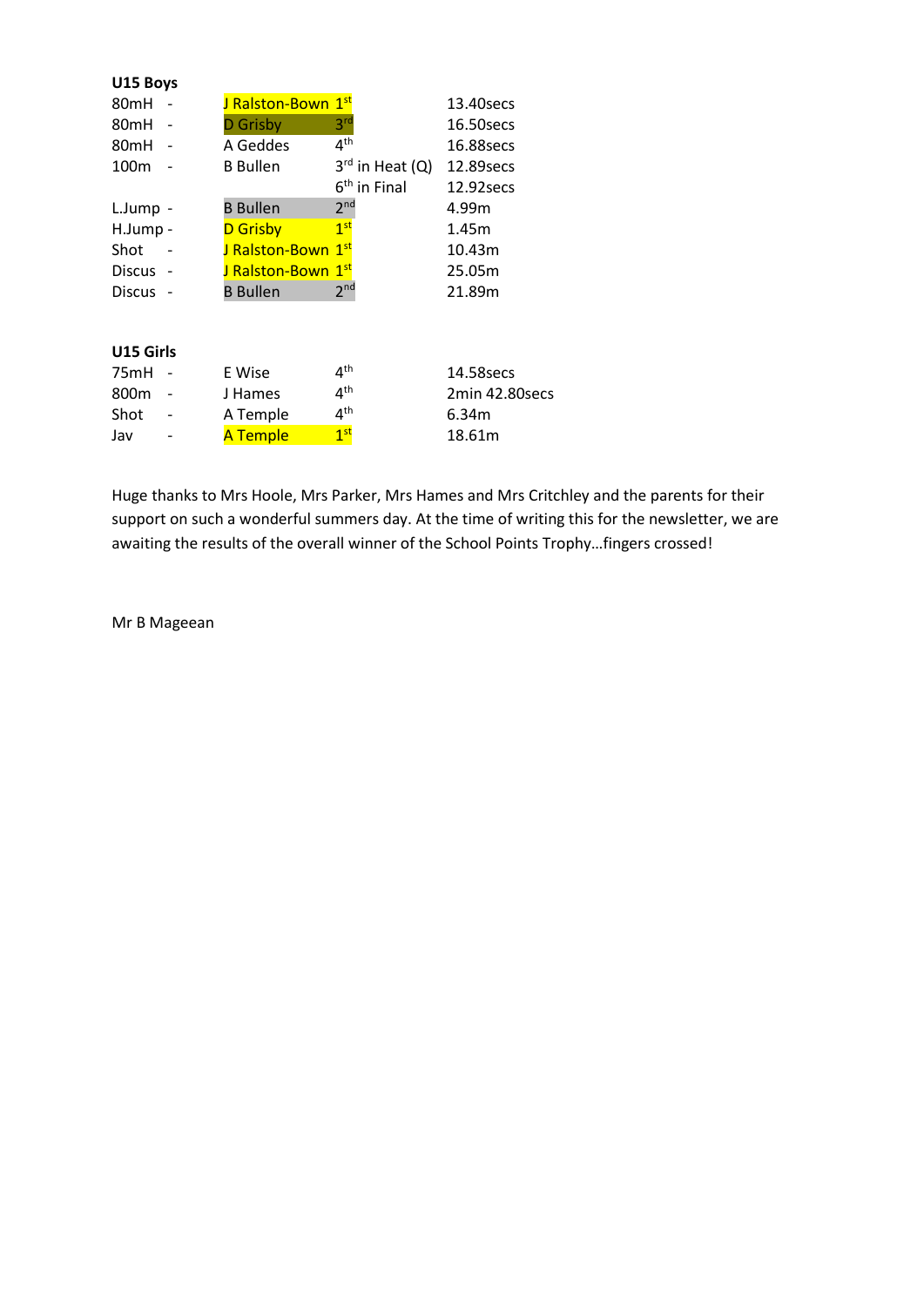**U15 Boys**

| | | | | |
|---|---|---|---|---|
| 80mH | - | J Ralston-Bown | 1st | 13.40secs |
| 80mH | - | D Grisby | 3rd | 16.50secs |
| 80mH | - | A Geddes | 4th | 16.88secs |
| 100m | - | B Bullen | 3rd in Heat (Q) | 12.89secs |
| | | | 6th in Final | 12.92secs |
| L.Jump | - | B Bullen | 2nd | 4.99m |
| H.Jump | - | D Grisby | 1st | 1.45m |
| Shot | - | J Ralston-Bown | 1st | 10.43m |
| Discus | - | J Ralston-Bown | 1st | 25.05m |
| Discus | - | B Bullen | 2nd | 21.89m |

**U15 Girls**

| | | | | |
|---|---|---|---|---|
| 75mH | - | E Wise | 4th | 14.58secs |
| 800m | - | J Hames | 4th | 2min 42.80secs |
| Shot | - | A Temple | 4th | 6.34m |
| Jav | - | A Temple | 1st | 18.61m |

Huge thanks to Mrs Hoole, Mrs Parker, Mrs Hames and Mrs Critchley and the parents for their support on such a wonderful summers day. At the time of writing this for the newsletter, we are awaiting the results of the overall winner of the School Points Trophy…fingers crossed!

Mr B Mageean